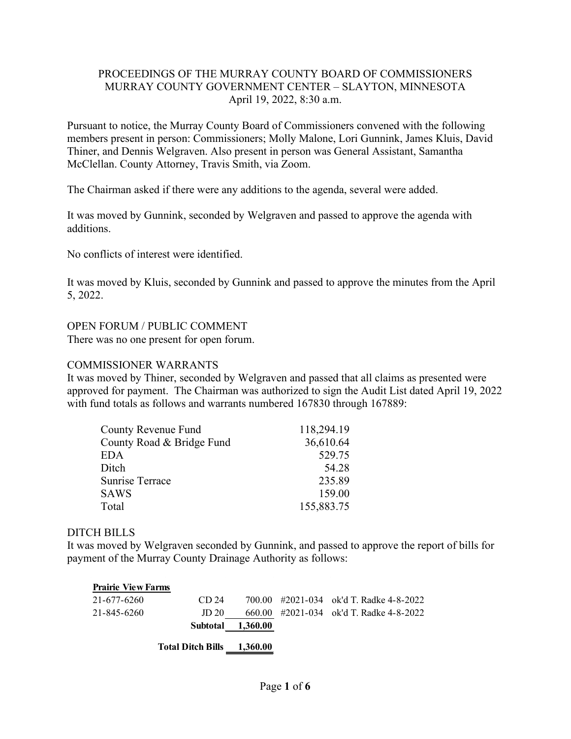# PROCEEDINGS OF THE MURRAY COUNTY BOARD OF COMMISSIONERS
## MURRAY COUNTY GOVERNMENT CENTER – SLAYTON, MINNESOTA
### April 19, 2022, 8:30 a.m.

Pursuant to notice, the Murray County Board of Commissioners convened with the following members present in person: Commissioners; Molly Malone, Lori Gunnink, James Kluis, David Thiner, and Dennis Welgraven. Also present in person was General Assistant, Samantha McClellan. County Attorney, Travis Smith, via Zoom.

The Chairman asked if there were any additions to the agenda, several were added.

It was moved by Gunnink, seconded by Welgraven and passed to approve the agenda with additions.

No conflicts of interest were identified.

It was moved by Kluis, seconded by Gunnink and passed to approve the minutes from the April 5, 2022.

OPEN FORUM / PUBLIC COMMENT

There was no one present for open forum.

COMMISSIONER WARRANTS

It was moved by Thiner, seconded by Welgraven and passed that all claims as presented were approved for payment. The Chairman was authorized to sign the Audit List dated April 19, 2022 with fund totals as follows and warrants numbered 167830 through 167889:

| Fund | Amount |
|---|---|
| County Revenue Fund | 118,294.19 |
| County Road & Bridge Fund | 36,610.64 |
| EDA | 529.75 |
| Ditch | 54.28 |
| Sunrise Terrace | 235.89 |
| SAWS | 159.00 |
| Total | 155,883.75 |

DITCH BILLS

It was moved by Welgraven seconded by Gunnink, and passed to approve the report of bills for payment of the Murray County Drainage Authority as follows:

| **Prairie View Farms** | | | | |
|---|---|---|---|---|
| 21-677-6260 | CD 24 | 700.00 | #2021-034 | ok'd T. Radke 4-8-2022 |
| 21-845-6260 | JD 20 | 660.00 | #2021-034 | ok'd T. Radke 4-8-2022 |
| | **Subtotal** | **1,360.00** | | |
| | **Total Ditch Bills** | **1,360.00** | | |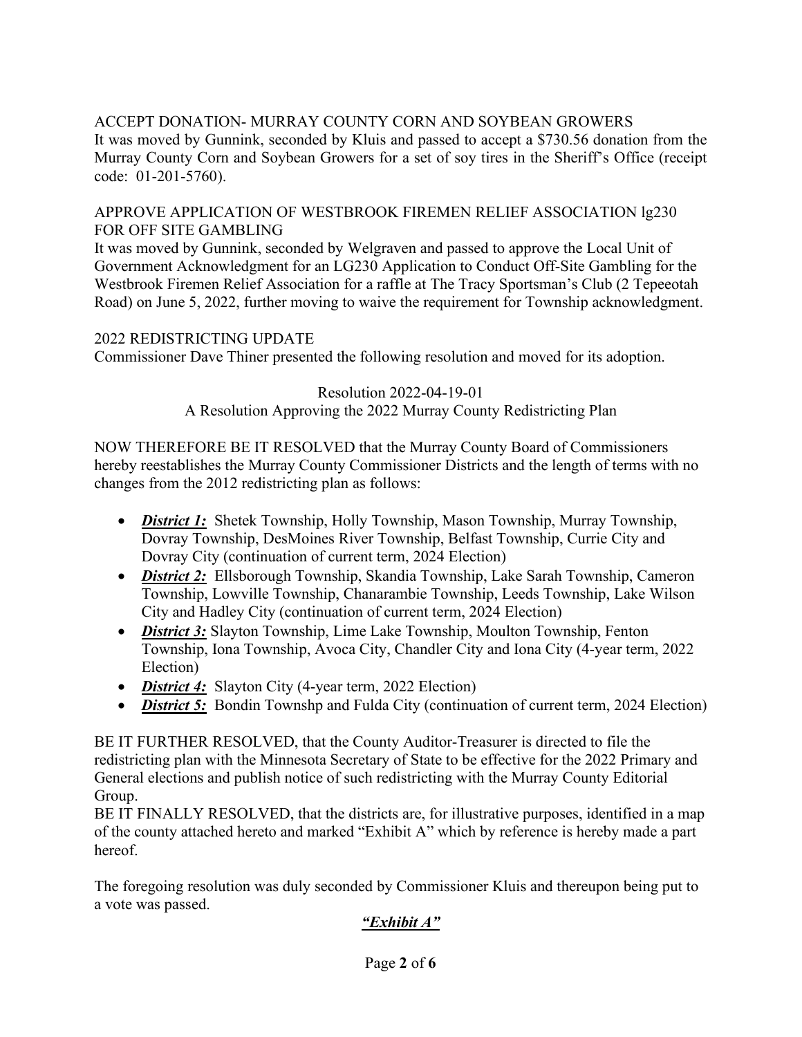ACCEPT DONATION- MURRAY COUNTY CORN AND SOYBEAN GROWERS

It was moved by Gunnink, seconded by Kluis and passed to accept a $730.56 donation from the Murray County Corn and Soybean Growers for a set of soy tires in the Sheriff's Office (receipt code: 01-201-5760).

APPROVE APPLICATION OF WESTBROOK FIREMEN RELIEF ASSOCIATION lg230 FOR OFF SITE GAMBLING

It was moved by Gunnink, seconded by Welgraven and passed to approve the Local Unit of Government Acknowledgment for an LG230 Application to Conduct Off-Site Gambling for the Westbrook Firemen Relief Association for a raffle at The Tracy Sportsman's Club (2 Tepeeotah Road) on June 5, 2022, further moving to waive the requirement for Township acknowledgment.

2022 REDISTRICTING UPDATE

Commissioner Dave Thiner presented the following resolution and moved for its adoption.

Resolution 2022-04-19-01
A Resolution Approving the 2022 Murray County Redistricting Plan

NOW THEREFORE BE IT RESOLVED that the Murray County Board of Commissioners hereby reestablishes the Murray County Commissioner Districts and the length of terms with no changes from the 2012 redistricting plan as follows:

- ***District 1:*** Shetek Township, Holly Township, Mason Township, Murray Township, Dovray Township, DesMoines River Township, Belfast Township, Currie City and Dovray City (continuation of current term, 2024 Election)
- ***District 2:*** Ellsborough Township, Skandia Township, Lake Sarah Township, Cameron Township, Lowville Township, Chanarambie Township, Leeds Township, Lake Wilson City and Hadley City (continuation of current term, 2024 Election)
- ***District 3:*** Slayton Township, Lime Lake Township, Moulton Township, Fenton Township, Iona Township, Avoca City, Chandler City and Iona City (4-year term, 2022 Election)
- ***District 4:*** Slayton City (4-year term, 2022 Election)
- ***District 5:*** Bondin Townshp and Fulda City (continuation of current term, 2024 Election)

BE IT FURTHER RESOLVED, that the County Auditor-Treasurer is directed to file the redistricting plan with the Minnesota Secretary of State to be effective for the 2022 Primary and General elections and publish notice of such redistricting with the Murray County Editorial Group.

BE IT FINALLY RESOLVED, that the districts are, for illustrative purposes, identified in a map of the county attached hereto and marked "Exhibit A" which by reference is hereby made a part hereof.

The foregoing resolution was duly seconded by Commissioner Kluis and thereupon being put to a vote was passed.

***"Exhibit A"***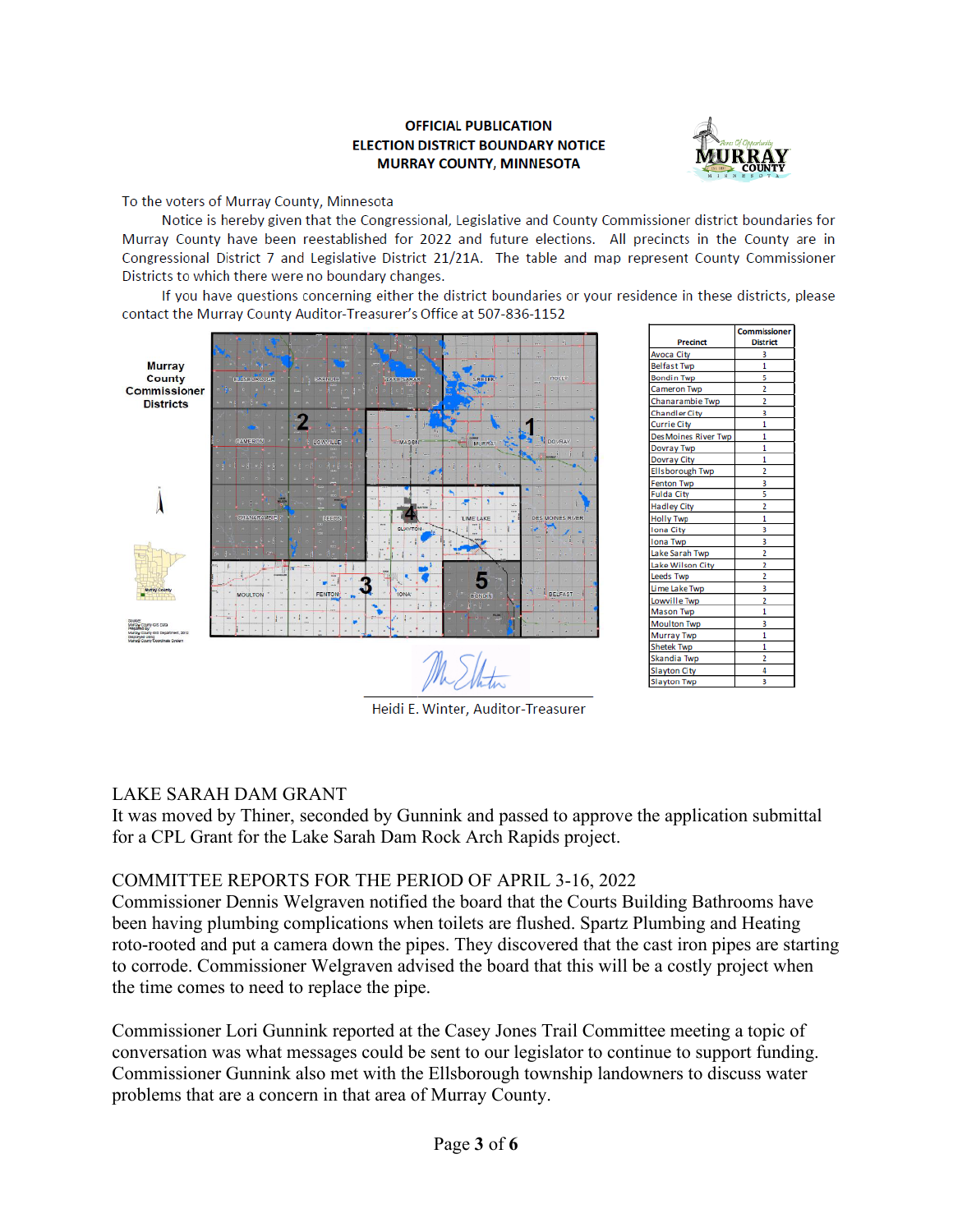**OFFICIAL PUBLICATION**
**ELECTION DISTRICT BOUNDARY NOTICE**
**MURRAY COUNTY, MINNESOTA**

To the voters of Murray County, Minnesota

Notice is hereby given that the Congressional, Legislative and County Commissioner district boundaries for Murray County have been reestablished for 2022 and future elections. All precincts in the County are in Congressional District 7 and Legislative District 21/21A. The table and map represent County Commissioner Districts to which there were no boundary changes.

If you have questions concerning either the district boundaries or your residence in these districts, please contact the Murray County Auditor-Treasurer's Office at 507-836-1152

**Murray County Commissioner Districts**

| Precinct | Commissioner District |
|---|---|
| Avoca City | 3 |
| Belfast Twp | 1 |
| Bondin Twp | 5 |
| Cameron Twp | 2 |
| Chanarambie Twp | 2 |
| Chandler City | 3 |
| Currie City | 1 |
| Des Moines River Twp | 1 |
| Dovray Twp | 1 |
| Dovray City | 1 |
| Ellsborough Twp | 2 |
| Fenton Twp | 3 |
| Fulda City | 5 |
| Hadley City | 2 |
| Holly Twp | 1 |
| Iona City | 3 |
| Iona Twp | 3 |
| Lake Sarah Twp | 2 |
| Lake Wilson City | 2 |
| Leeds Twp | 2 |
| Lime Lake Twp | 3 |
| Lowville Twp | 2 |
| Mason Twp | 1 |
| Moulton Twp | 3 |
| Murray Twp | 1 |
| Shetek Twp | 1 |
| Skandia Twp | 2 |
| Slayton City | 4 |
| Slayton Twp | 3 |

Heidi E. Winter, Auditor-Treasurer

LAKE SARAH DAM GRANT

It was moved by Thiner, seconded by Gunnink and passed to approve the application submittal for a CPL Grant for the Lake Sarah Dam Rock Arch Rapids project.

COMMITTEE REPORTS FOR THE PERIOD OF APRIL 3-16, 2022

Commissioner Dennis Welgraven notified the board that the Courts Building Bathrooms have been having plumbing complications when toilets are flushed. Spartz Plumbing and Heating roto-rooted and put a camera down the pipes. They discovered that the cast iron pipes are starting to corrode. Commissioner Welgraven advised the board that this will be a costly project when the time comes to need to replace the pipe.

Commissioner Lori Gunnink reported at the Casey Jones Trail Committee meeting a topic of conversation was what messages could be sent to our legislator to continue to support funding. Commissioner Gunnink also met with the Ellsborough township landowners to discuss water problems that are a concern in that area of Murray County.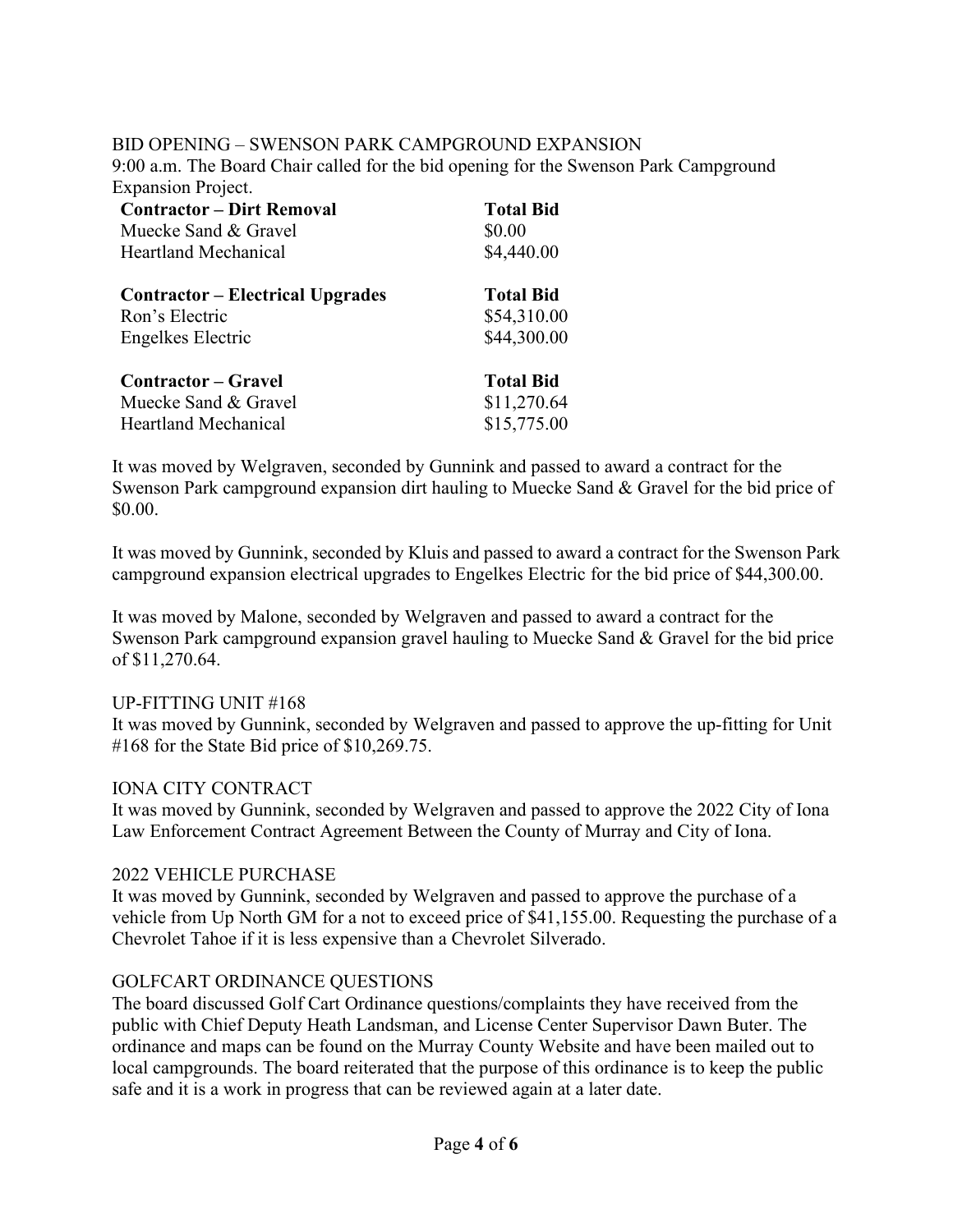## BID OPENING – SWENSON PARK CAMPGROUND EXPANSION

9:00 a.m. The Board Chair called for the bid opening for the Swenson Park Campground Expansion Project.

| Contractor – Dirt Removal | Total Bid |
|---|---|
| Muecke Sand & Gravel | $0.00 |
| Heartland Mechanical | $4,440.00 |

| Contractor – Electrical Upgrades | Total Bid |
|---|---|
| Ron's Electric | $54,310.00 |
| Engelkes Electric | $44,300.00 |

| Contractor – Gravel | Total Bid |
|---|---|
| Muecke Sand & Gravel | $11,270.64 |
| Heartland Mechanical | $15,775.00 |

It was moved by Welgraven, seconded by Gunnink and passed to award a contract for the Swenson Park campground expansion dirt hauling to Muecke Sand & Gravel for the bid price of $0.00.

It was moved by Gunnink, seconded by Kluis and passed to award a contract for the Swenson Park campground expansion electrical upgrades to Engelkes Electric for the bid price of $44,300.00.

It was moved by Malone, seconded by Welgraven and passed to award a contract for the Swenson Park campground expansion gravel hauling to Muecke Sand & Gravel for the bid price of $11,270.64.

## UP-FITTING UNIT #168

It was moved by Gunnink, seconded by Welgraven and passed to approve the up-fitting for Unit #168 for the State Bid price of $10,269.75.

## IONA CITY CONTRACT

It was moved by Gunnink, seconded by Welgraven and passed to approve the 2022 City of Iona Law Enforcement Contract Agreement Between the County of Murray and City of Iona.

## 2022 VEHICLE PURCHASE

It was moved by Gunnink, seconded by Welgraven and passed to approve the purchase of a vehicle from Up North GM for a not to exceed price of $41,155.00. Requesting the purchase of a Chevrolet Tahoe if it is less expensive than a Chevrolet Silverado.

## GOLFCART ORDINANCE QUESTIONS

The board discussed Golf Cart Ordinance questions/complaints they have received from the public with Chief Deputy Heath Landsman, and License Center Supervisor Dawn Buter. The ordinance and maps can be found on the Murray County Website and have been mailed out to local campgrounds. The board reiterated that the purpose of this ordinance is to keep the public safe and it is a work in progress that can be reviewed again at a later date.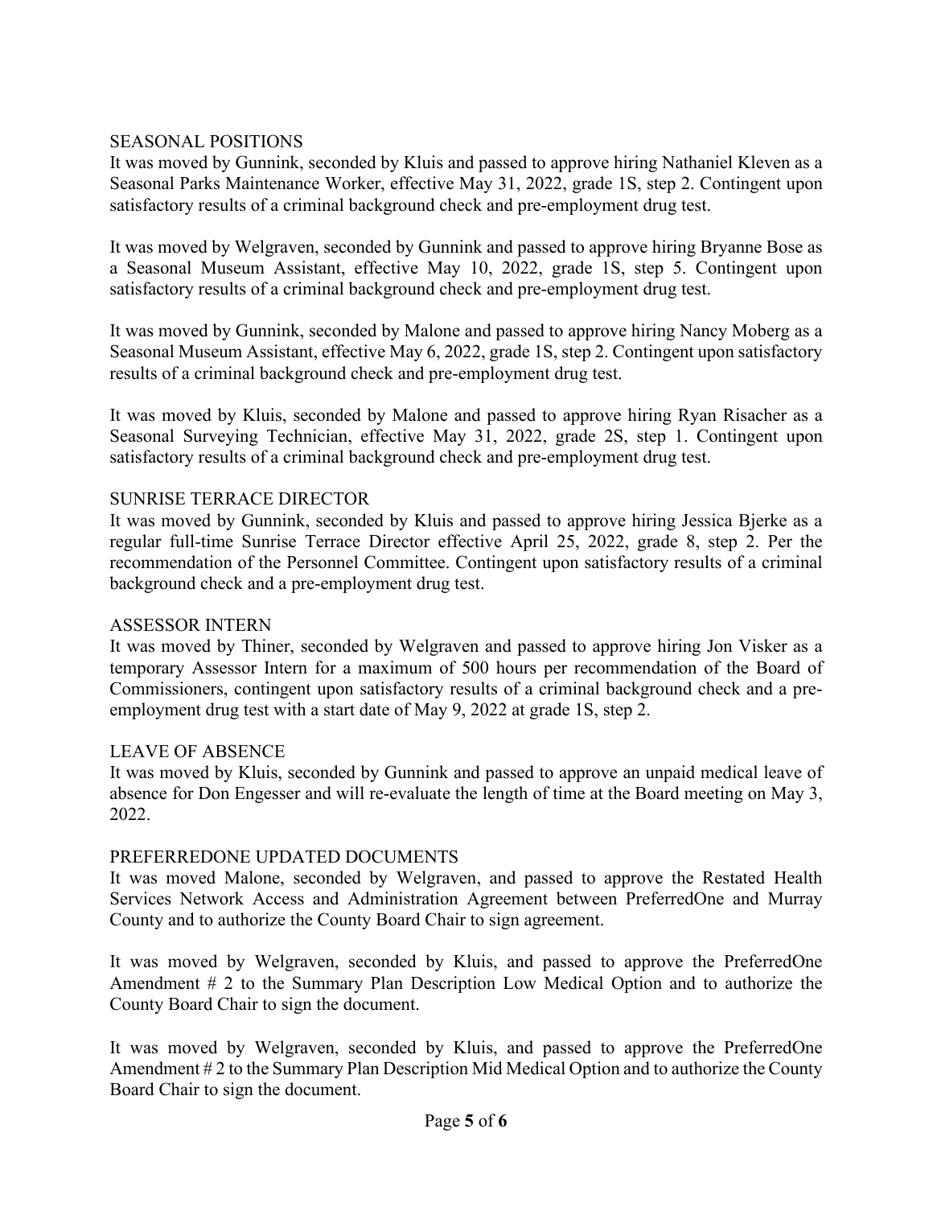## SEASONAL POSITIONS

It was moved by Gunnink, seconded by Kluis and passed to approve hiring Nathaniel Kleven as a Seasonal Parks Maintenance Worker, effective May 31, 2022, grade 1S, step 2. Contingent upon satisfactory results of a criminal background check and pre-employment drug test.

It was moved by Welgraven, seconded by Gunnink and passed to approve hiring Bryanne Bose as a Seasonal Museum Assistant, effective May 10, 2022, grade 1S, step 5. Contingent upon satisfactory results of a criminal background check and pre-employment drug test.

It was moved by Gunnink, seconded by Malone and passed to approve hiring Nancy Moberg as a Seasonal Museum Assistant, effective May 6, 2022, grade 1S, step 2. Contingent upon satisfactory results of a criminal background check and pre-employment drug test.

It was moved by Kluis, seconded by Malone and passed to approve hiring Ryan Risacher as a Seasonal Surveying Technician, effective May 31, 2022, grade 2S, step 1. Contingent upon satisfactory results of a criminal background check and pre-employment drug test.

## SUNRISE TERRACE DIRECTOR

It was moved by Gunnink, seconded by Kluis and passed to approve hiring Jessica Bjerke as a regular full-time Sunrise Terrace Director effective April 25, 2022, grade 8, step 2. Per the recommendation of the Personnel Committee. Contingent upon satisfactory results of a criminal background check and a pre-employment drug test.

## ASSESSOR INTERN

It was moved by Thiner, seconded by Welgraven and passed to approve hiring Jon Visker as a temporary Assessor Intern for a maximum of 500 hours per recommendation of the Board of Commissioners, contingent upon satisfactory results of a criminal background check and a pre-employment drug test with a start date of May 9, 2022 at grade 1S, step 2.

## LEAVE OF ABSENCE

It was moved by Kluis, seconded by Gunnink and passed to approve an unpaid medical leave of absence for Don Engesser and will re-evaluate the length of time at the Board meeting on May 3, 2022.

## PREFERREDONE UPDATED DOCUMENTS

It was moved Malone, seconded by Welgraven, and passed to approve the Restated Health Services Network Access and Administration Agreement between PreferredOne and Murray County and to authorize the County Board Chair to sign agreement.

It was moved by Welgraven, seconded by Kluis, and passed to approve the PreferredOne Amendment # 2 to the Summary Plan Description Low Medical Option and to authorize the County Board Chair to sign the document.

It was moved by Welgraven, seconded by Kluis, and passed to approve the PreferredOne Amendment # 2 to the Summary Plan Description Mid Medical Option and to authorize the County Board Chair to sign the document.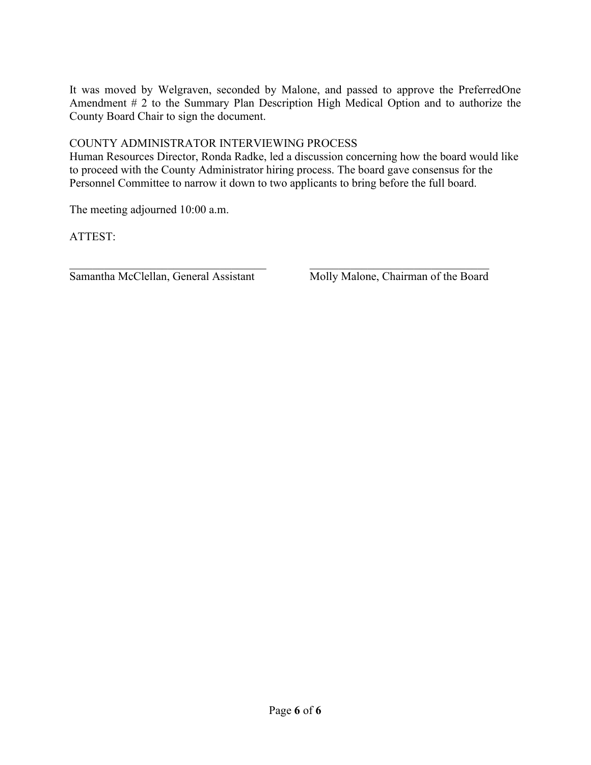It was moved by Welgraven, seconded by Malone, and passed to approve the PreferredOne Amendment # 2 to the Summary Plan Description High Medical Option and to authorize the County Board Chair to sign the document.

COUNTY ADMINISTRATOR INTERVIEWING PROCESS
Human Resources Director, Ronda Radke, led a discussion concerning how the board would like to proceed with the County Administrator hiring process. The board gave consensus for the Personnel Committee to narrow it down to two applicants to bring before the full board.

The meeting adjourned 10:00 a.m.

ATTEST:

\_\_\_\_\_\_\_\_\_\_\_\_\_\_\_\_\_\_\_\_\_\_\_\_\_\_\_\_\_\_\_\_\_\_\_\_ \_\_\_\_\_\_\_\_\_\_\_\_\_\_\_\_\_\_\_\_\_\_\_\_\_\_\_\_\_\_\_\_\_\_\_\_

Samantha McClellan, General Assistant

Molly Malone, Chairman of the Board